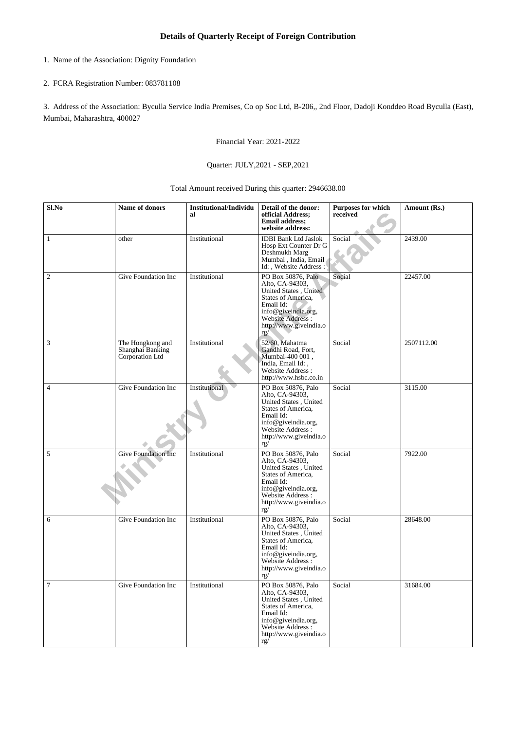## Details of Quarterly Receipt of Foreign Contribution

1. Name of the Association: Dignity Foundation

2. FCRA Registration Number: 083781108

3. Address of the Association: Byculla Service India Premises, Co op Soc Ltd, B-206,, 2nd Floor, Dadoji Konddeo Road Byculla (East), Mumbai, Maharashtra, 400027

Financial Year: 2021-2022

Quarter: JULY,2021 - SEP,2021

Total Amount received During this quarter: 2946638.00

| Sl.No | Name of donors | Institutional/Individual | Detail of the donor: official Address; Email address; website address: | Purposes for which received | Amount (Rs.) |
|---|---|---|---|---|---|
| 1 | other | Institutional | IDBI Bank Ltd Jaslok Hosp Ext Counter Dr G Deshmukh Marg Mumbai , India, Email Id: , Website Address : | Social | 2439.00 |
| 2 | Give Foundation Inc | Institutional | PO Box 50876, Palo Alto, CA-94303, United States , United States of America, Email Id: info@giveindia.org, Website Address : http://www.giveindia.org/ | Social | 22457.00 |
| 3 | The Hongkong and Shanghai Banking Corporation Ltd | Institutional | 52/60, Mahatma Gandhi Road, Fort, Mumbai-400 001 , India, Email Id: , Website Address : http://www.hsbc.co.in | Social | 2507112.00 |
| 4 | Give Foundation Inc | Institutional | PO Box 50876, Palo Alto, CA-94303, United States , United States of America, Email Id: info@giveindia.org, Website Address : http://www.giveindia.org/ | Social | 3115.00 |
| 5 | Give Foundation Inc | Institutional | PO Box 50876, Palo Alto, CA-94303, United States , United States of America, Email Id: info@giveindia.org, Website Address : http://www.giveindia.org/ | Social | 7922.00 |
| 6 | Give Foundation Inc | Institutional | PO Box 50876, Palo Alto, CA-94303, United States , United States of America, Email Id: info@giveindia.org, Website Address : http://www.giveindia.org/ | Social | 28648.00 |
| 7 | Give Foundation Inc | Institutional | PO Box 50876, Palo Alto, CA-94303, United States , United States of America, Email Id: info@giveindia.org, Website Address : http://www.giveindia.org/ | Social | 31684.00 |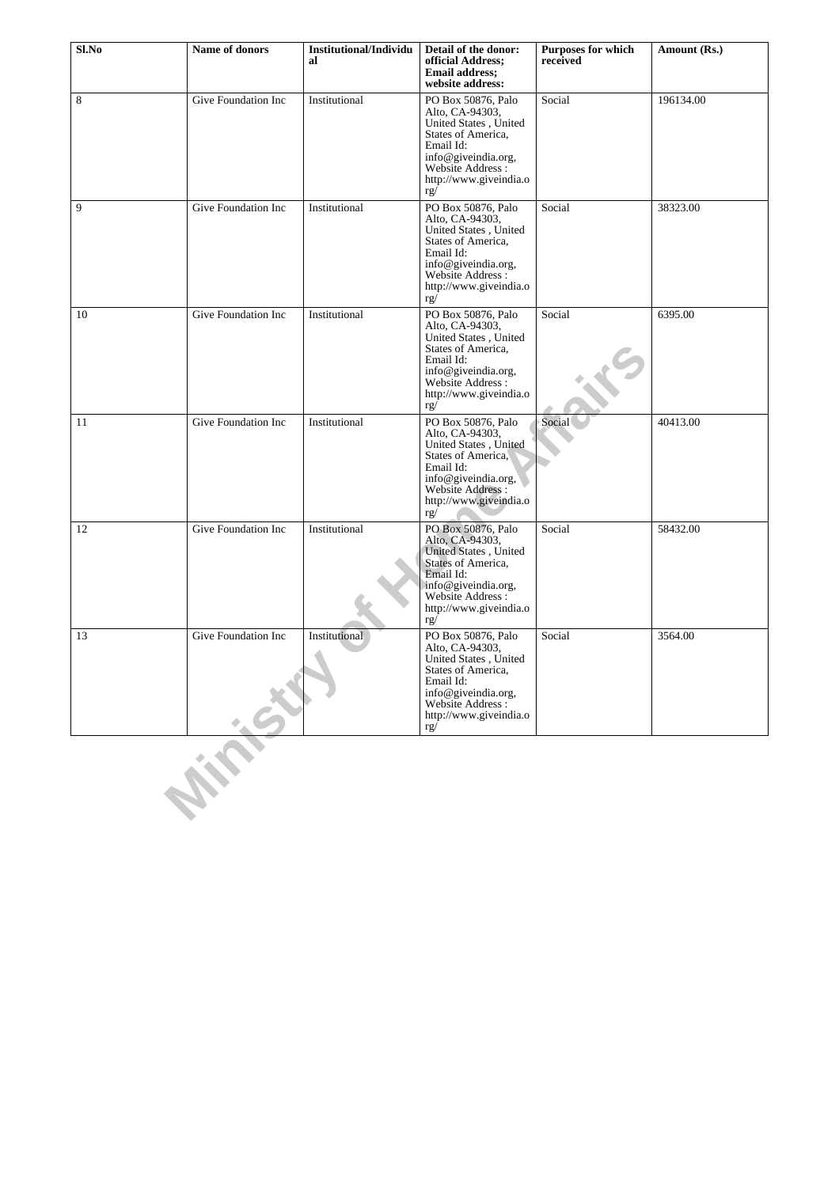| Sl.No | Name of donors | Institutional/Individual | Detail of the donor: official Address; Email address; website address: | Purposes for which received | Amount (Rs.) |
|---|---|---|---|---|---|
| 8 | Give Foundation Inc | Institutional | PO Box 50876, Palo Alto, CA-94303, United States , United States of America, Email Id: info@giveindia.org, Website Address : http://www.giveindia.org/ | Social | 196134.00 |
| 9 | Give Foundation Inc | Institutional | PO Box 50876, Palo Alto, CA-94303, United States , United States of America, Email Id: info@giveindia.org, Website Address : http://www.giveindia.org/ | Social | 38323.00 |
| 10 | Give Foundation Inc | Institutional | PO Box 50876, Palo Alto, CA-94303, United States , United States of America, Email Id: info@giveindia.org, Website Address : http://www.giveindia.org/ | Social | 6395.00 |
| 11 | Give Foundation Inc | Institutional | PO Box 50876, Palo Alto, CA-94303, United States , United States of America, Email Id: info@giveindia.org, Website Address : http://www.giveindia.org/ | Social | 40413.00 |
| 12 | Give Foundation Inc | Institutional | PO Box 50876, Palo Alto, CA-94303, United States , United States of America, Email Id: info@giveindia.org, Website Address : http://www.giveindia.org/ | Social | 58432.00 |
| 13 | Give Foundation Inc | Institutional | PO Box 50876, Palo Alto, CA-94303, United States , United States of America, Email Id: info@giveindia.org, Website Address : http://www.giveindia.org/ | Social | 3564.00 |